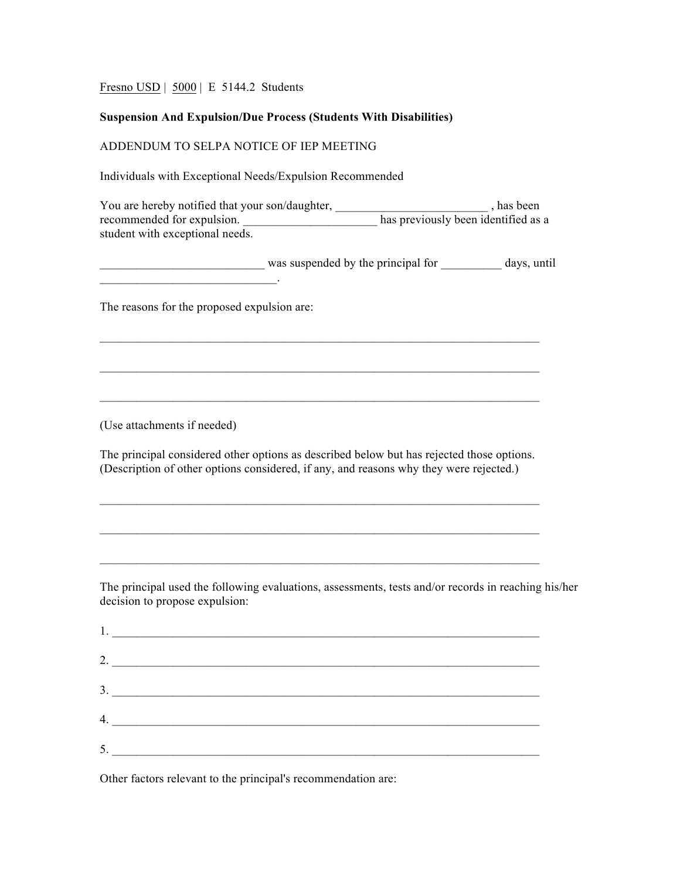Fresno USD | 5000 | E 5144.2 Students

**Suspension And Expulsion/Due Process (Students With Disabilities)**

ADDENDUM TO SELPA NOTICE OF IEP MEETING

Individuals with Exceptional Needs/Expulsion Recommended

You are hereby notified that your son/daughter, _________________________ , has been recommended for expulsion. ______________________ has previously been identified as a student with exceptional needs.

___________________________ was suspended by the principal for __________ days, until _____________________________.

The reasons for the proposed expulsion are:

___________________________________________________________________________

___________________________________________________________________________

___________________________________________________________________________

(Use attachments if needed)

The principal considered other options as described below but has rejected those options. (Description of other options considered, if any, and reasons why they were rejected.)

___________________________________________________________________________

___________________________________________________________________________

___________________________________________________________________________

The principal used the following evaluations, assessments, tests and/or records in reaching his/her decision to propose expulsion:

1. ________________________________________________________________________

2. ________________________________________________________________________

3. ________________________________________________________________________

4. ________________________________________________________________________

5. ________________________________________________________________________

Other factors relevant to the principal's recommendation are: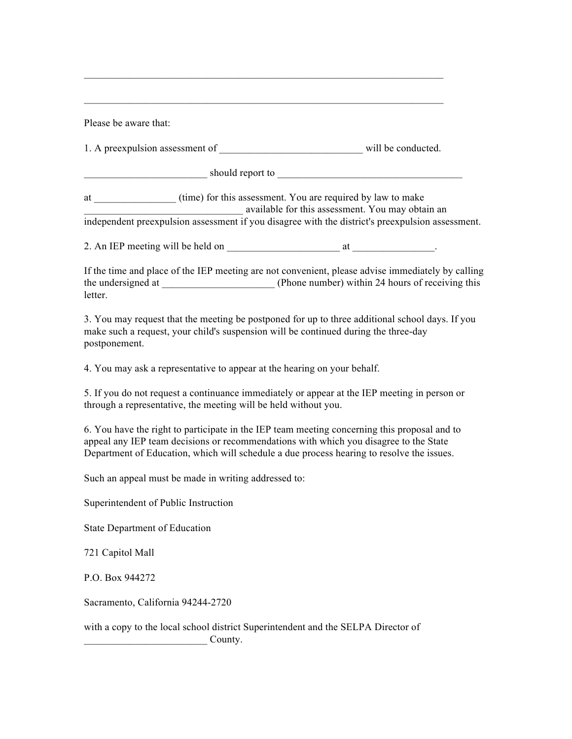________________________________________________________________________

________________________________________________________________________

Please be aware that:

1. A preexpulsion assessment of ____________________________ will be conducted.

________________________ should report to ____________________________________

at ________________ (time) for this assessment. You are required by law to make _______________________________ available for this assessment. You may obtain an independent preexpulsion assessment if you disagree with the district's preexpulsion assessment.

2. An IEP meeting will be held on ______________________ at ________________.

If the time and place of the IEP meeting are not convenient, please advise immediately by calling the undersigned at ______________________ (Phone number) within 24 hours of receiving this letter.

3. You may request that the meeting be postponed for up to three additional school days. If you make such a request, your child's suspension will be continued during the three-day postponement.

4. You may ask a representative to appear at the hearing on your behalf.

5. If you do not request a continuance immediately or appear at the IEP meeting in person or through a representative, the meeting will be held without you.

6. You have the right to participate in the IEP team meeting concerning this proposal and to appeal any IEP team decisions or recommendations with which you disagree to the State Department of Education, which will schedule a due process hearing to resolve the issues.

Such an appeal must be made in writing addressed to:

Superintendent of Public Instruction

State Department of Education

721 Capitol Mall

P.O. Box 944272

Sacramento, California 94244-2720

with a copy to the local school district Superintendent and the SELPA Director of ________________________ County.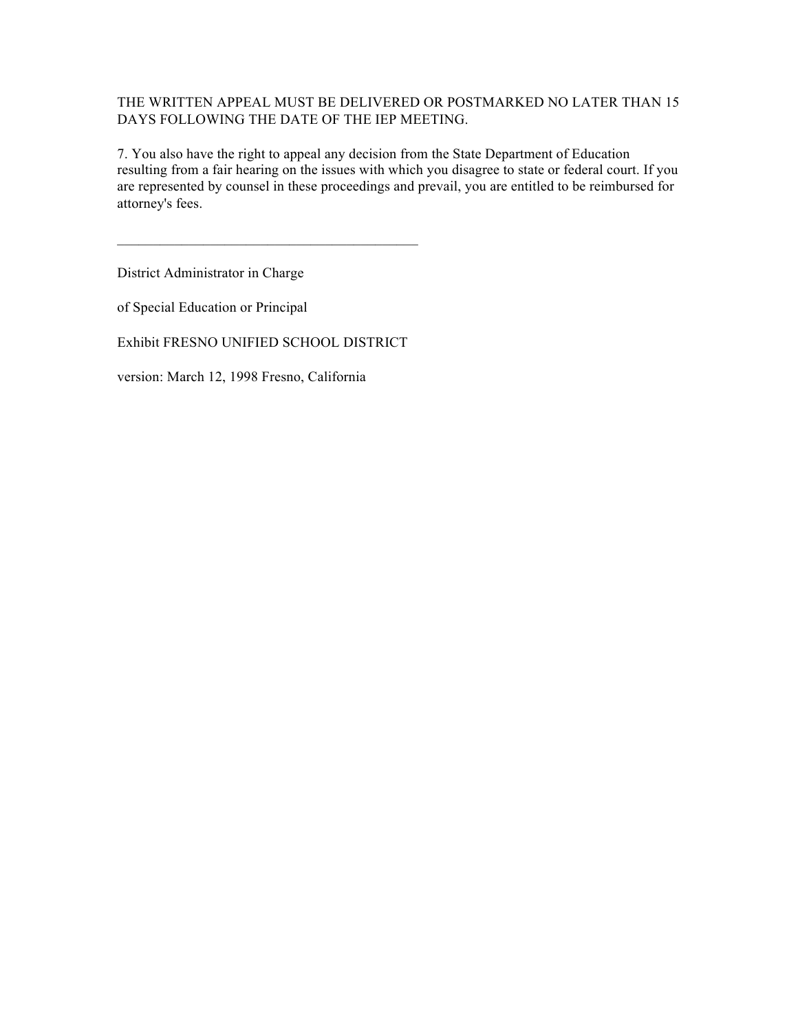THE WRITTEN APPEAL MUST BE DELIVERED OR POSTMARKED NO LATER THAN 15 DAYS FOLLOWING THE DATE OF THE IEP MEETING.

7. You also have the right to appeal any decision from the State Department of Education resulting from a fair hearing on the issues with which you disagree to state or federal court. If you are represented by counsel in these proceedings and prevail, you are entitled to be reimbursed for attorney's fees.

\_\_\_\_\_\_\_\_\_\_\_\_\_\_\_\_\_\_\_\_\_\_\_\_\_\_\_\_\_\_\_\_\_\_\_\_\_\_\_\_\_\_

District Administrator in Charge

of Special Education or Principal

Exhibit FRESNO UNIFIED SCHOOL DISTRICT

version: March 12, 1998 Fresno, California